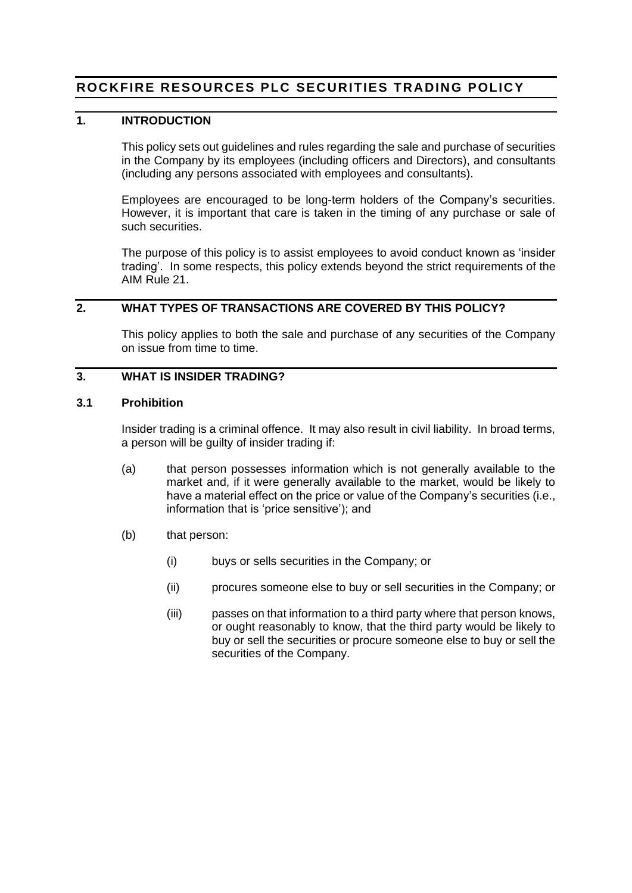# ROCKFIRE RESOURCES PLC SECURITIES TRADING POLICY

## 1. INTRODUCTION

This policy sets out guidelines and rules regarding the sale and purchase of securities in the Company by its employees (including officers and Directors), and consultants (including any persons associated with employees and consultants).

Employees are encouraged to be long-term holders of the Company's securities. However, it is important that care is taken in the timing of any purchase or sale of such securities.

The purpose of this policy is to assist employees to avoid conduct known as 'insider trading'. In some respects, this policy extends beyond the strict requirements of the AIM Rule 21.

## 2. WHAT TYPES OF TRANSACTIONS ARE COVERED BY THIS POLICY?

This policy applies to both the sale and purchase of any securities of the Company on issue from time to time.

## 3. WHAT IS INSIDER TRADING?

### 3.1 Prohibition

Insider trading is a criminal offence. It may also result in civil liability. In broad terms, a person will be guilty of insider trading if:

(a) that person possesses information which is not generally available to the market and, if it were generally available to the market, would be likely to have a material effect on the price or value of the Company's securities (i.e., information that is 'price sensitive'); and

(b) that person:

- (i) buys or sells securities in the Company; or
- (ii) procures someone else to buy or sell securities in the Company; or
- (iii) passes on that information to a third party where that person knows, or ought reasonably to know, that the third party would be likely to buy or sell the securities or procure someone else to buy or sell the securities of the Company.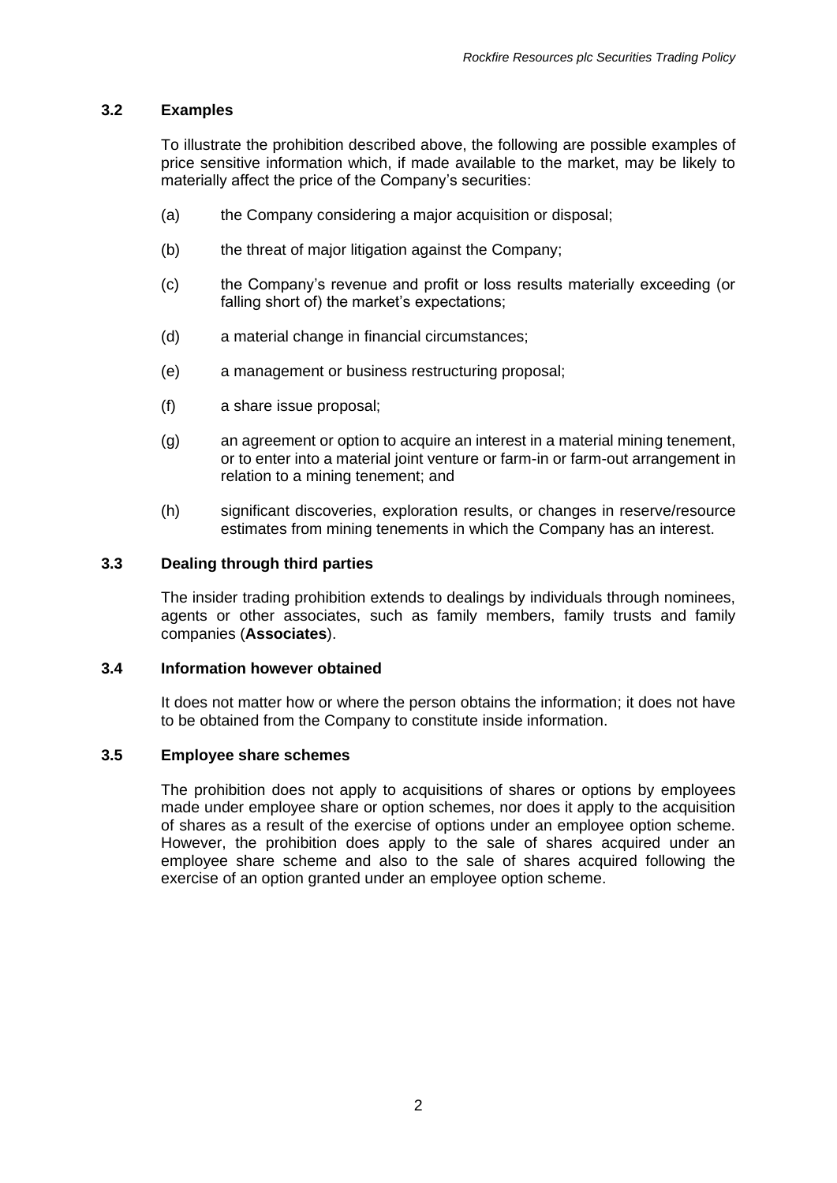### 3.2 Examples

To illustrate the prohibition described above, the following are possible examples of price sensitive information which, if made available to the market, may be likely to materially affect the price of the Company's securities:

(a) the Company considering a major acquisition or disposal;

(b) the threat of major litigation against the Company;

(c) the Company's revenue and profit or loss results materially exceeding (or falling short of) the market's expectations;

(d) a material change in financial circumstances;

(e) a management or business restructuring proposal;

(f) a share issue proposal;

(g) an agreement or option to acquire an interest in a material mining tenement, or to enter into a material joint venture or farm-in or farm-out arrangement in relation to a mining tenement; and

(h) significant discoveries, exploration results, or changes in reserve/resource estimates from mining tenements in which the Company has an interest.

### 3.3 Dealing through third parties

The insider trading prohibition extends to dealings by individuals through nominees, agents or other associates, such as family members, family trusts and family companies (**Associates**).

### 3.4 Information however obtained

It does not matter how or where the person obtains the information; it does not have to be obtained from the Company to constitute inside information.

### 3.5 Employee share schemes

The prohibition does not apply to acquisitions of shares or options by employees made under employee share or option schemes, nor does it apply to the acquisition of shares as a result of the exercise of options under an employee option scheme. However, the prohibition does apply to the sale of shares acquired under an employee share scheme and also to the sale of shares acquired following the exercise of an option granted under an employee option scheme.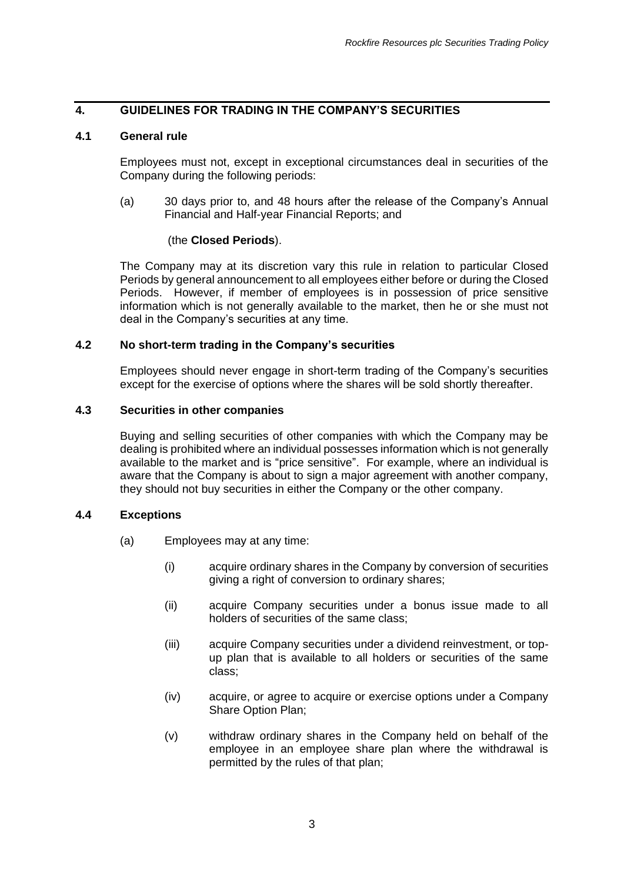## 4. GUIDELINES FOR TRADING IN THE COMPANY'S SECURITIES

### 4.1 General rule

Employees must not, except in exceptional circumstances deal in securities of the Company during the following periods:

(a) 30 days prior to, and 48 hours after the release of the Company's Annual Financial and Half-year Financial Reports; and

(the **Closed Periods**).

The Company may at its discretion vary this rule in relation to particular Closed Periods by general announcement to all employees either before or during the Closed Periods. However, if member of employees is in possession of price sensitive information which is not generally available to the market, then he or she must not deal in the Company's securities at any time.

### 4.2 No short-term trading in the Company's securities

Employees should never engage in short-term trading of the Company's securities except for the exercise of options where the shares will be sold shortly thereafter.

### 4.3 Securities in other companies

Buying and selling securities of other companies with which the Company may be dealing is prohibited where an individual possesses information which is not generally available to the market and is "price sensitive". For example, where an individual is aware that the Company is about to sign a major agreement with another company, they should not buy securities in either the Company or the other company.

### 4.4 Exceptions

(a) Employees may at any time:

(i) acquire ordinary shares in the Company by conversion of securities giving a right of conversion to ordinary shares;

(ii) acquire Company securities under a bonus issue made to all holders of securities of the same class;

(iii) acquire Company securities under a dividend reinvestment, or top-up plan that is available to all holders or securities of the same class;

(iv) acquire, or agree to acquire or exercise options under a Company Share Option Plan;

(v) withdraw ordinary shares in the Company held on behalf of the employee in an employee share plan where the withdrawal is permitted by the rules of that plan;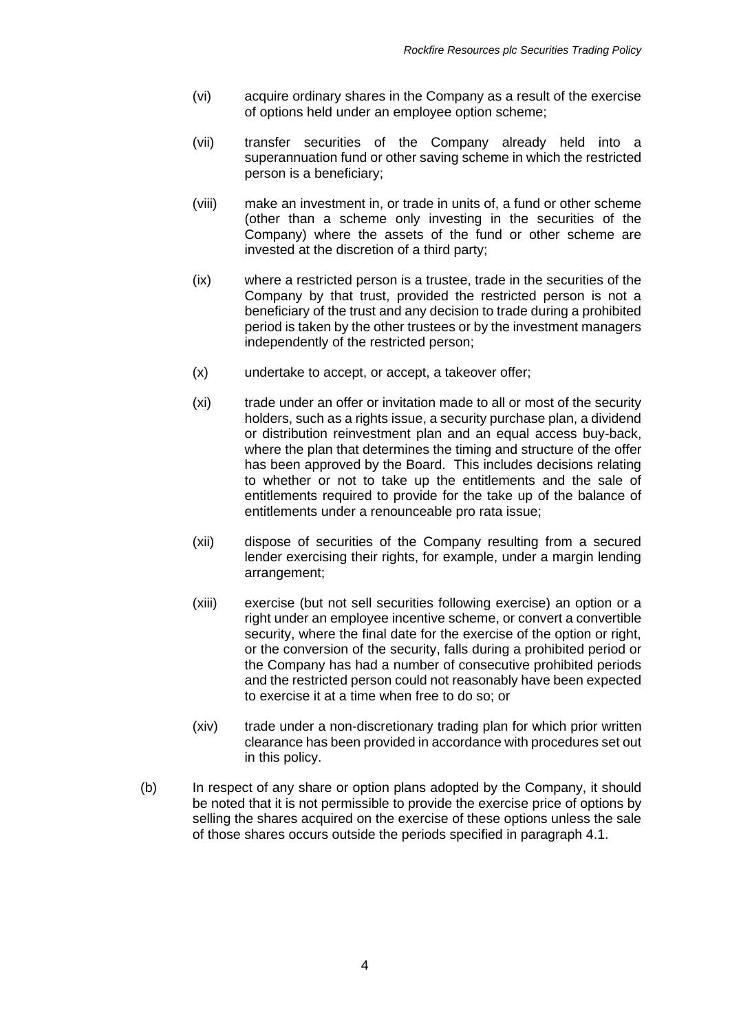(vi) acquire ordinary shares in the Company as a result of the exercise of options held under an employee option scheme;

(vii) transfer securities of the Company already held into a superannuation fund or other saving scheme in which the restricted person is a beneficiary;

(viii) make an investment in, or trade in units of, a fund or other scheme (other than a scheme only investing in the securities of the Company) where the assets of the fund or other scheme are invested at the discretion of a third party;

(ix) where a restricted person is a trustee, trade in the securities of the Company by that trust, provided the restricted person is not a beneficiary of the trust and any decision to trade during a prohibited period is taken by the other trustees or by the investment managers independently of the restricted person;

(x) undertake to accept, or accept, a takeover offer;

(xi) trade under an offer or invitation made to all or most of the security holders, such as a rights issue, a security purchase plan, a dividend or distribution reinvestment plan and an equal access buy-back, where the plan that determines the timing and structure of the offer has been approved by the Board. This includes decisions relating to whether or not to take up the entitlements and the sale of entitlements required to provide for the take up of the balance of entitlements under a renounceable pro rata issue;

(xii) dispose of securities of the Company resulting from a secured lender exercising their rights, for example, under a margin lending arrangement;

(xiii) exercise (but not sell securities following exercise) an option or a right under an employee incentive scheme, or convert a convertible security, where the final date for the exercise of the option or right, or the conversion of the security, falls during a prohibited period or the Company has had a number of consecutive prohibited periods and the restricted person could not reasonably have been expected to exercise it at a time when free to do so; or

(xiv) trade under a non-discretionary trading plan for which prior written clearance has been provided in accordance with procedures set out in this policy.

(b) In respect of any share or option plans adopted by the Company, it should be noted that it is not permissible to provide the exercise price of options by selling the shares acquired on the exercise of these options unless the sale of those shares occurs outside the periods specified in paragraph 4.1.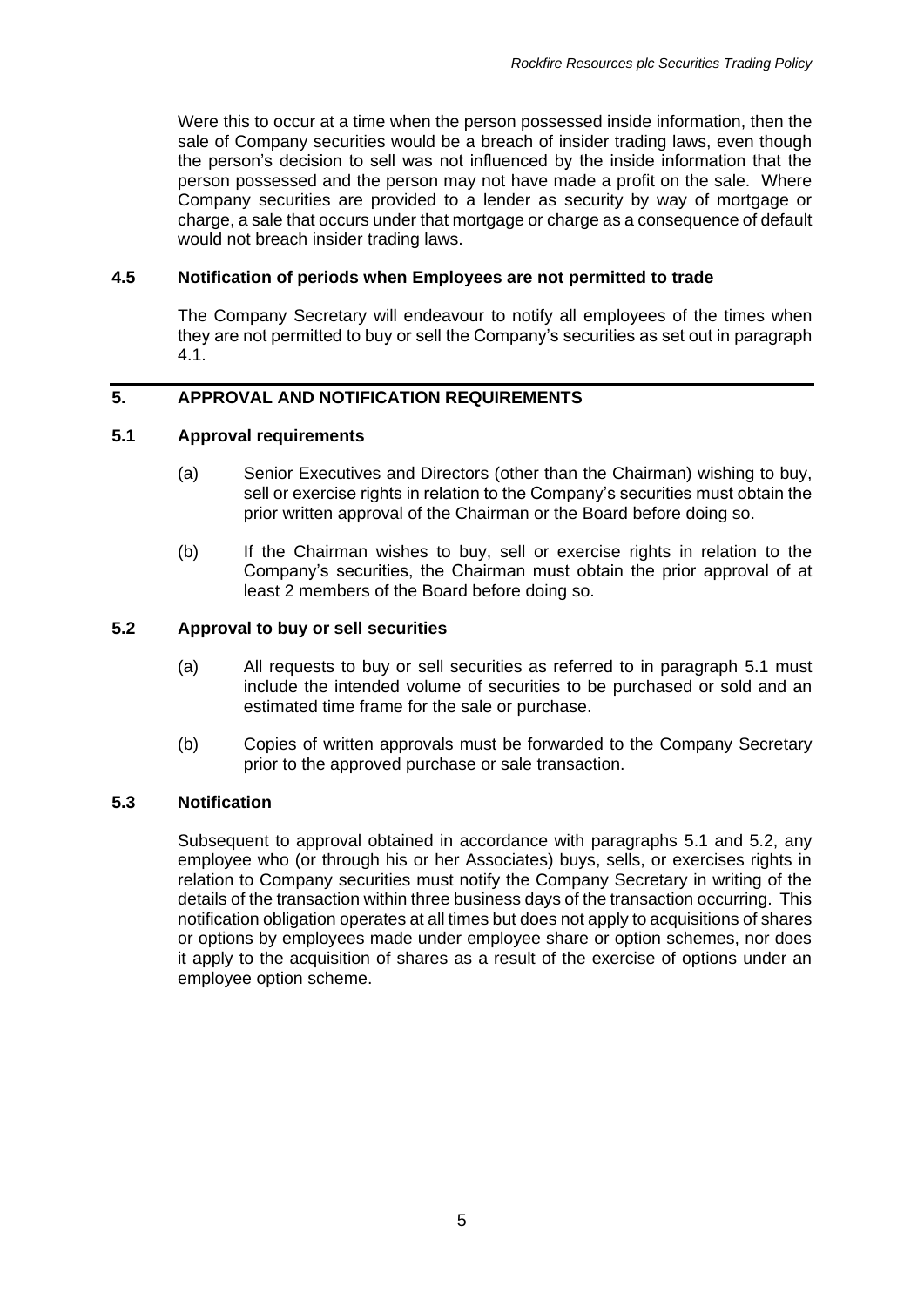Were this to occur at a time when the person possessed inside information, then the sale of Company securities would be a breach of insider trading laws, even though the person's decision to sell was not influenced by the inside information that the person possessed and the person may not have made a profit on the sale. Where Company securities are provided to a lender as security by way of mortgage or charge, a sale that occurs under that mortgage or charge as a consequence of default would not breach insider trading laws.

### 4.5 Notification of periods when Employees are not permitted to trade

The Company Secretary will endeavour to notify all employees of the times when they are not permitted to buy or sell the Company's securities as set out in paragraph 4.1.

## 5. APPROVAL AND NOTIFICATION REQUIREMENTS

### 5.1 Approval requirements

(a) Senior Executives and Directors (other than the Chairman) wishing to buy, sell or exercise rights in relation to the Company's securities must obtain the prior written approval of the Chairman or the Board before doing so.

(b) If the Chairman wishes to buy, sell or exercise rights in relation to the Company's securities, the Chairman must obtain the prior approval of at least 2 members of the Board before doing so.

### 5.2 Approval to buy or sell securities

(a) All requests to buy or sell securities as referred to in paragraph 5.1 must include the intended volume of securities to be purchased or sold and an estimated time frame for the sale or purchase.

(b) Copies of written approvals must be forwarded to the Company Secretary prior to the approved purchase or sale transaction.

### 5.3 Notification

Subsequent to approval obtained in accordance with paragraphs 5.1 and 5.2, any employee who (or through his or her Associates) buys, sells, or exercises rights in relation to Company securities must notify the Company Secretary in writing of the details of the transaction within three business days of the transaction occurring. This notification obligation operates at all times but does not apply to acquisitions of shares or options by employees made under employee share or option schemes, nor does it apply to the acquisition of shares as a result of the exercise of options under an employee option scheme.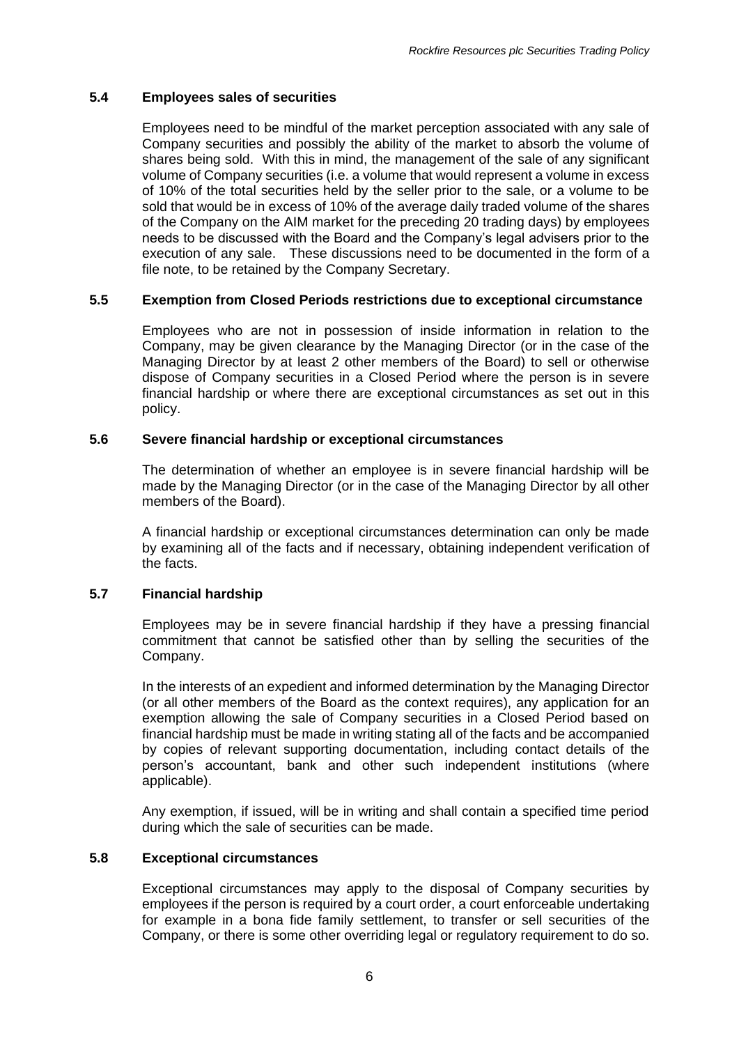### 5.4 Employees sales of securities

Employees need to be mindful of the market perception associated with any sale of Company securities and possibly the ability of the market to absorb the volume of shares being sold. With this in mind, the management of the sale of any significant volume of Company securities (i.e. a volume that would represent a volume in excess of 10% of the total securities held by the seller prior to the sale, or a volume to be sold that would be in excess of 10% of the average daily traded volume of the shares of the Company on the AIM market for the preceding 20 trading days) by employees needs to be discussed with the Board and the Company's legal advisers prior to the execution of any sale. These discussions need to be documented in the form of a file note, to be retained by the Company Secretary.

### 5.5 Exemption from Closed Periods restrictions due to exceptional circumstance

Employees who are not in possession of inside information in relation to the Company, may be given clearance by the Managing Director (or in the case of the Managing Director by at least 2 other members of the Board) to sell or otherwise dispose of Company securities in a Closed Period where the person is in severe financial hardship or where there are exceptional circumstances as set out in this policy.

### 5.6 Severe financial hardship or exceptional circumstances

The determination of whether an employee is in severe financial hardship will be made by the Managing Director (or in the case of the Managing Director by all other members of the Board).

A financial hardship or exceptional circumstances determination can only be made by examining all of the facts and if necessary, obtaining independent verification of the facts.

### 5.7 Financial hardship

Employees may be in severe financial hardship if they have a pressing financial commitment that cannot be satisfied other than by selling the securities of the Company.

In the interests of an expedient and informed determination by the Managing Director (or all other members of the Board as the context requires), any application for an exemption allowing the sale of Company securities in a Closed Period based on financial hardship must be made in writing stating all of the facts and be accompanied by copies of relevant supporting documentation, including contact details of the person's accountant, bank and other such independent institutions (where applicable).

Any exemption, if issued, will be in writing and shall contain a specified time period during which the sale of securities can be made.

### 5.8 Exceptional circumstances

Exceptional circumstances may apply to the disposal of Company securities by employees if the person is required by a court order, a court enforceable undertaking for example in a bona fide family settlement, to transfer or sell securities of the Company, or there is some other overriding legal or regulatory requirement to do so.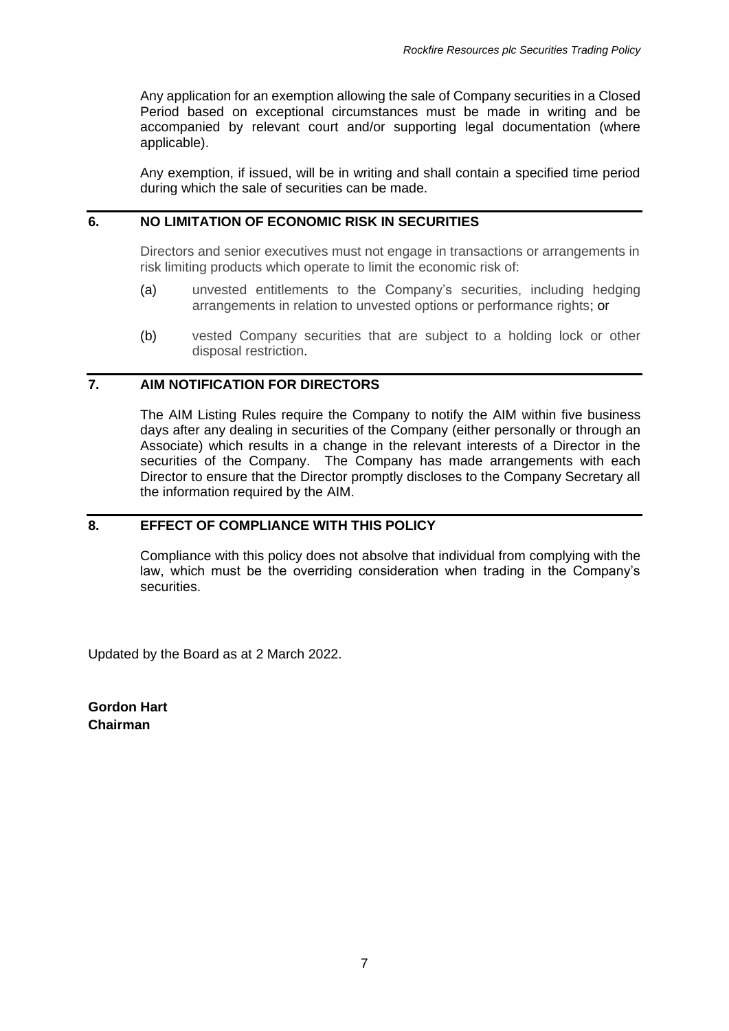Any application for an exemption allowing the sale of Company securities in a Closed Period based on exceptional circumstances must be made in writing and be accompanied by relevant court and/or supporting legal documentation (where applicable).

Any exemption, if issued, will be in writing and shall contain a specified time period during which the sale of securities can be made.

## 6. NO LIMITATION OF ECONOMIC RISK IN SECURITIES

Directors and senior executives must not engage in transactions or arrangements in risk limiting products which operate to limit the economic risk of:

(a) unvested entitlements to the Company's securities, including hedging arrangements in relation to unvested options or performance rights; or

(b) vested Company securities that are subject to a holding lock or other disposal restriction.

## 7. AIM NOTIFICATION FOR DIRECTORS

The AIM Listing Rules require the Company to notify the AIM within five business days after any dealing in securities of the Company (either personally or through an Associate) which results in a change in the relevant interests of a Director in the securities of the Company. The Company has made arrangements with each Director to ensure that the Director promptly discloses to the Company Secretary all the information required by the AIM.

## 8. EFFECT OF COMPLIANCE WITH THIS POLICY

Compliance with this policy does not absolve that individual from complying with the law, which must be the overriding consideration when trading in the Company's securities.

Updated by the Board as at 2 March 2022.

**Gordon Hart**
**Chairman**